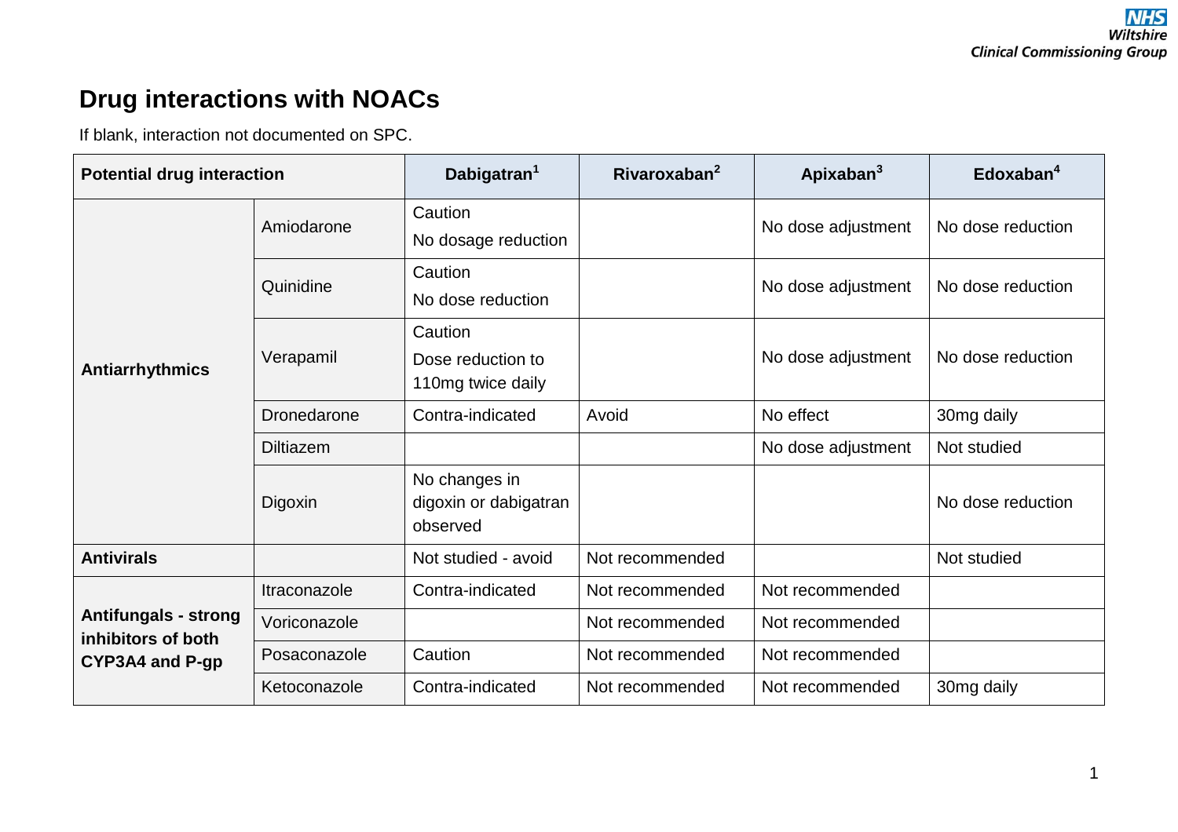# Drug interactions with NOACs

If blank, interaction not documented on SPC.

| Potential drug interaction | | Dabigatran[1] | Rivaroxaban[2] | Apixaban[3] | Edoxaban[4] |
|---|---|---|---|---|---|
| **Antiarrhythmics** | Amiodarone | Caution<br>No dosage reduction | | No dose adjustment | No dose reduction |
| | Quinidine | Caution<br>No dose reduction | | No dose adjustment | No dose reduction |
| | Verapamil | Caution<br>Dose reduction to 110mg twice daily | | No dose adjustment | No dose reduction |
| | Dronedarone | Contra-indicated | Avoid | No effect | 30mg daily |
| | Diltiazem | | | No dose adjustment | Not studied |
| | Digoxin | No changes in digoxin or dabigatran observed | | | No dose reduction |
| **Antivirals** | | Not studied - avoid | Not recommended | | Not studied |
| **Antifungals - strong inhibitors of both CYP3A4 and P-gp** | Itraconazole | Contra-indicated | Not recommended | Not recommended | |
| | Voriconazole | | Not recommended | Not recommended | |
| | Posaconazole | Caution | Not recommended | Not recommended | |
| | Ketoconazole | Contra-indicated | Not recommended | Not recommended | 30mg daily |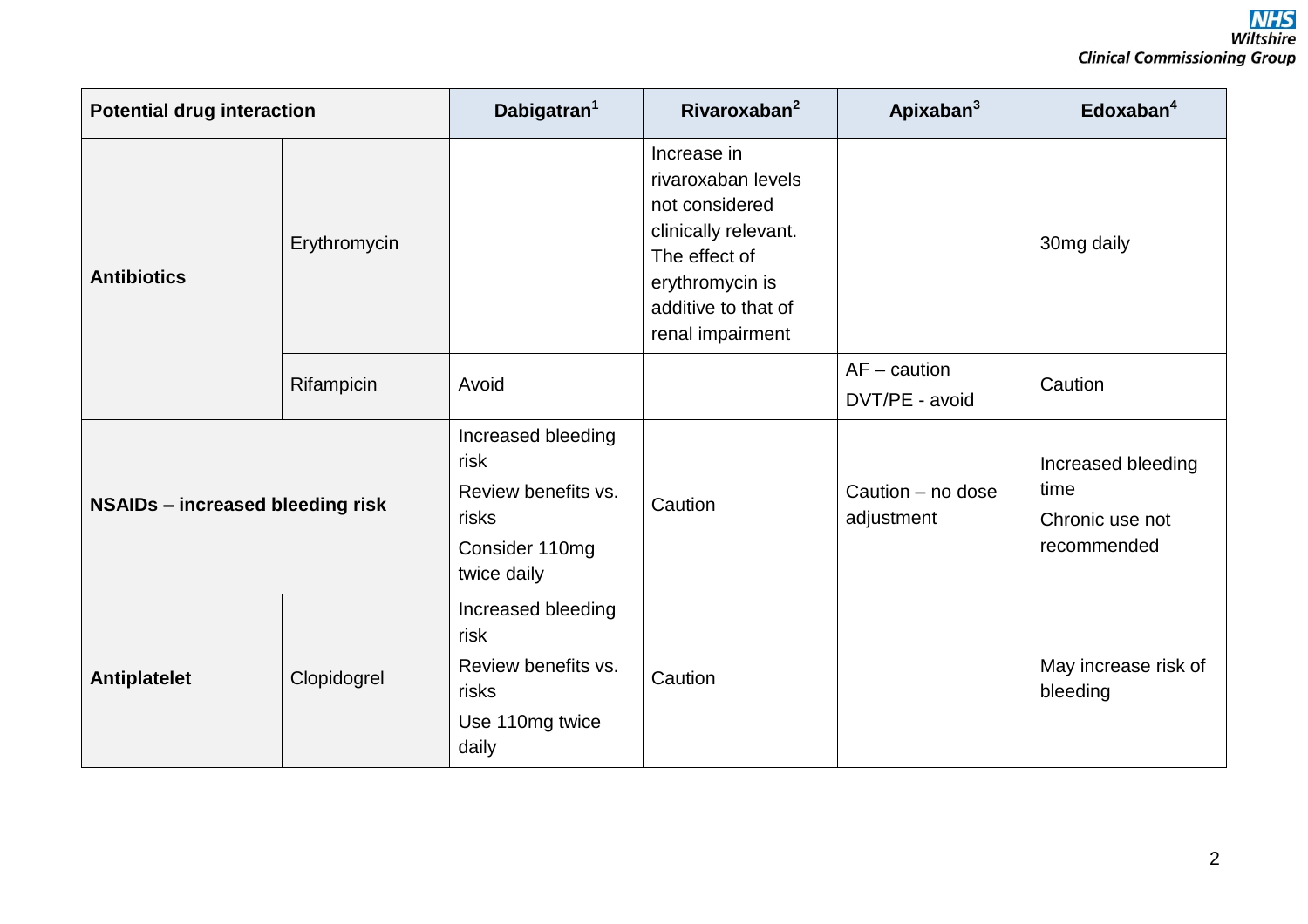| Potential drug interaction | | Dabigatran[1] | Rivaroxaban[2] | Apixaban[3] | Edoxaban[4] |
|---|---|---|---|---|---|
| **Antibiotics** | Erythromycin | | Increase in rivaroxaban levels not considered clinically relevant. The effect of erythromycin is additive to that of renal impairment | | 30mg daily |
| | Rifampicin | Avoid | | AF – caution<br>DVT/PE - avoid | Caution |
| **NSAIDs – increased bleeding risk** | | Increased bleeding risk<br>Review benefits vs. risks<br>Consider 110mg twice daily | Caution | Caution – no dose adjustment | Increased bleeding time<br>Chronic use not recommended |
| **Antiplatelet** | Clopidogrel | Increased bleeding risk<br>Review benefits vs. risks<br>Use 110mg twice daily | Caution | | May increase risk of bleeding |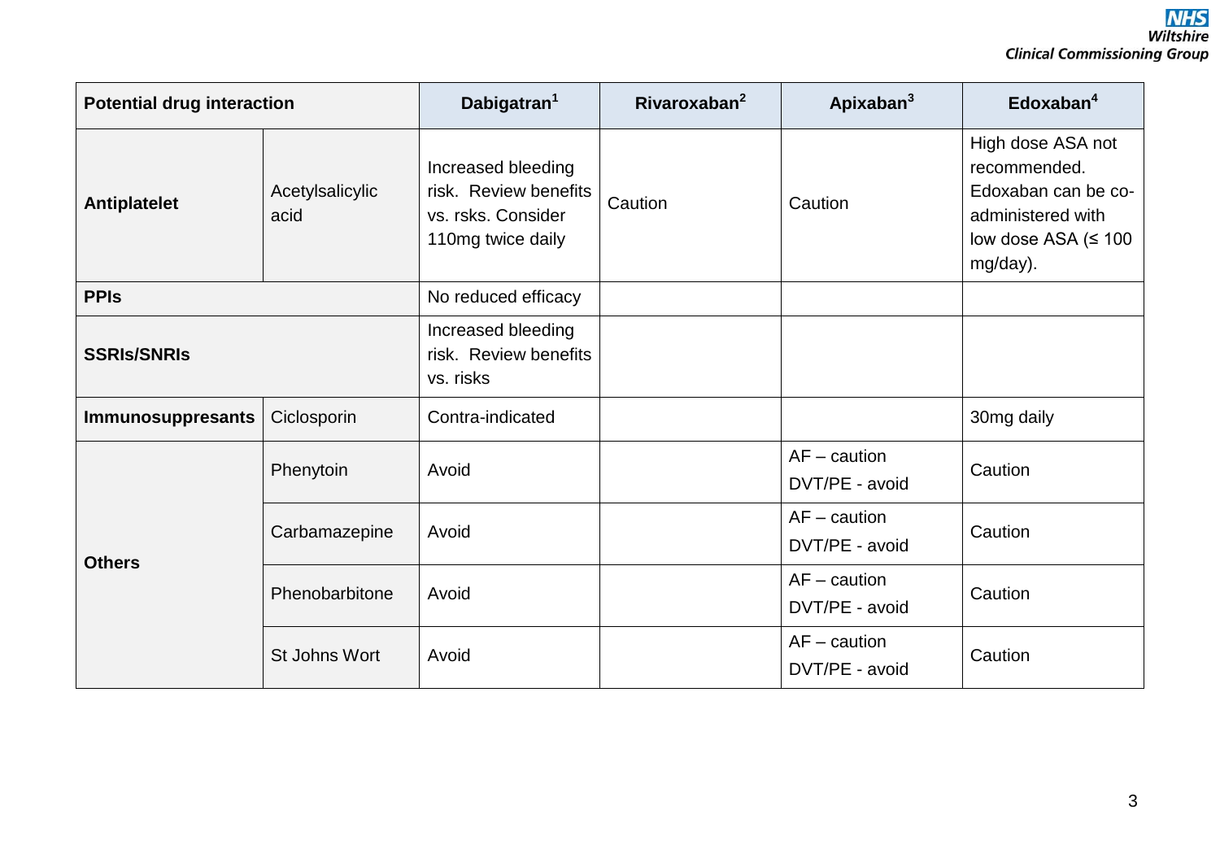| Potential drug interaction | | Dabigatran[1] | Rivaroxaban[2] | Apixaban[3] | Edoxaban[4] |
|---|---|---|---|---|---|
| **Antiplatelet** | Acetylsalicylic acid | Increased bleeding risk. Review benefits vs. rsks. Consider 110mg twice daily | Caution | Caution | High dose ASA not recommended. Edoxaban can be co-administered with low dose ASA (≤ 100 mg/day). |
| **PPIs** | | No reduced efficacy | | | |
| **SSRIs/SNRIs** | | Increased bleeding risk. Review benefits vs. risks | | | |
| **Immunosuppresants** | Ciclosporin | Contra-indicated | | | 30mg daily |
| **Others** | Phenytoin | Avoid | | AF – caution<br>DVT/PE - avoid | Caution |
| | Carbamazepine | Avoid | | AF – caution<br>DVT/PE - avoid | Caution |
| | Phenobarbitone | Avoid | | AF – caution<br>DVT/PE - avoid | Caution |
| | St Johns Wort | Avoid | | AF – caution<br>DVT/PE - avoid | Caution |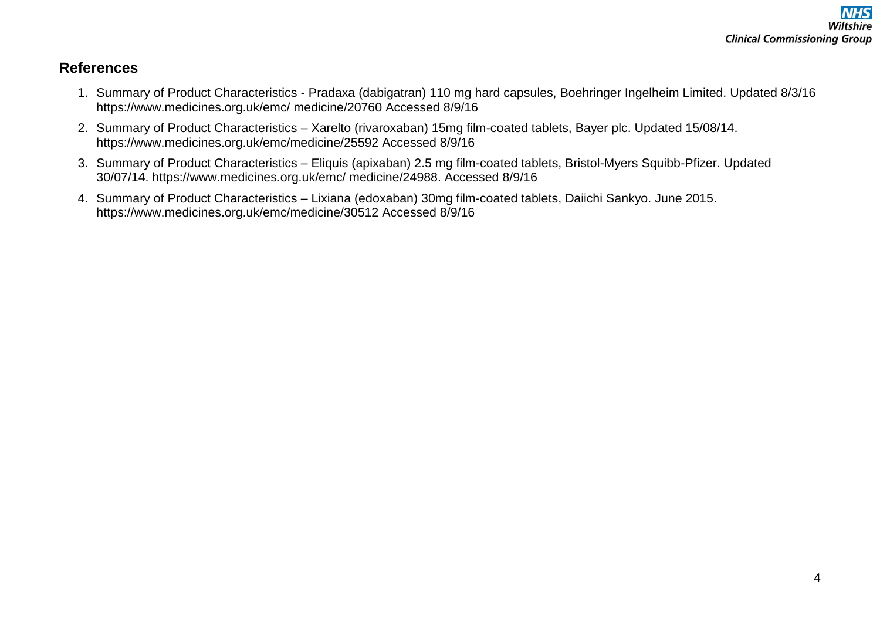## References

1. Summary of Product Characteristics - Pradaxa (dabigatran) 110 mg hard capsules, Boehringer Ingelheim Limited. Updated 8/3/16 https://www.medicines.org.uk/emc/ medicine/20760 Accessed 8/9/16
2. Summary of Product Characteristics – Xarelto (rivaroxaban) 15mg film-coated tablets, Bayer plc. Updated 15/08/14. https://www.medicines.org.uk/emc/medicine/25592 Accessed 8/9/16
3. Summary of Product Characteristics – Eliquis (apixaban) 2.5 mg film-coated tablets, Bristol-Myers Squibb-Pfizer. Updated 30/07/14. https://www.medicines.org.uk/emc/ medicine/24988. Accessed 8/9/16
4. Summary of Product Characteristics – Lixiana (edoxaban) 30mg film-coated tablets, Daiichi Sankyo. June 2015. https://www.medicines.org.uk/emc/medicine/30512 Accessed 8/9/16